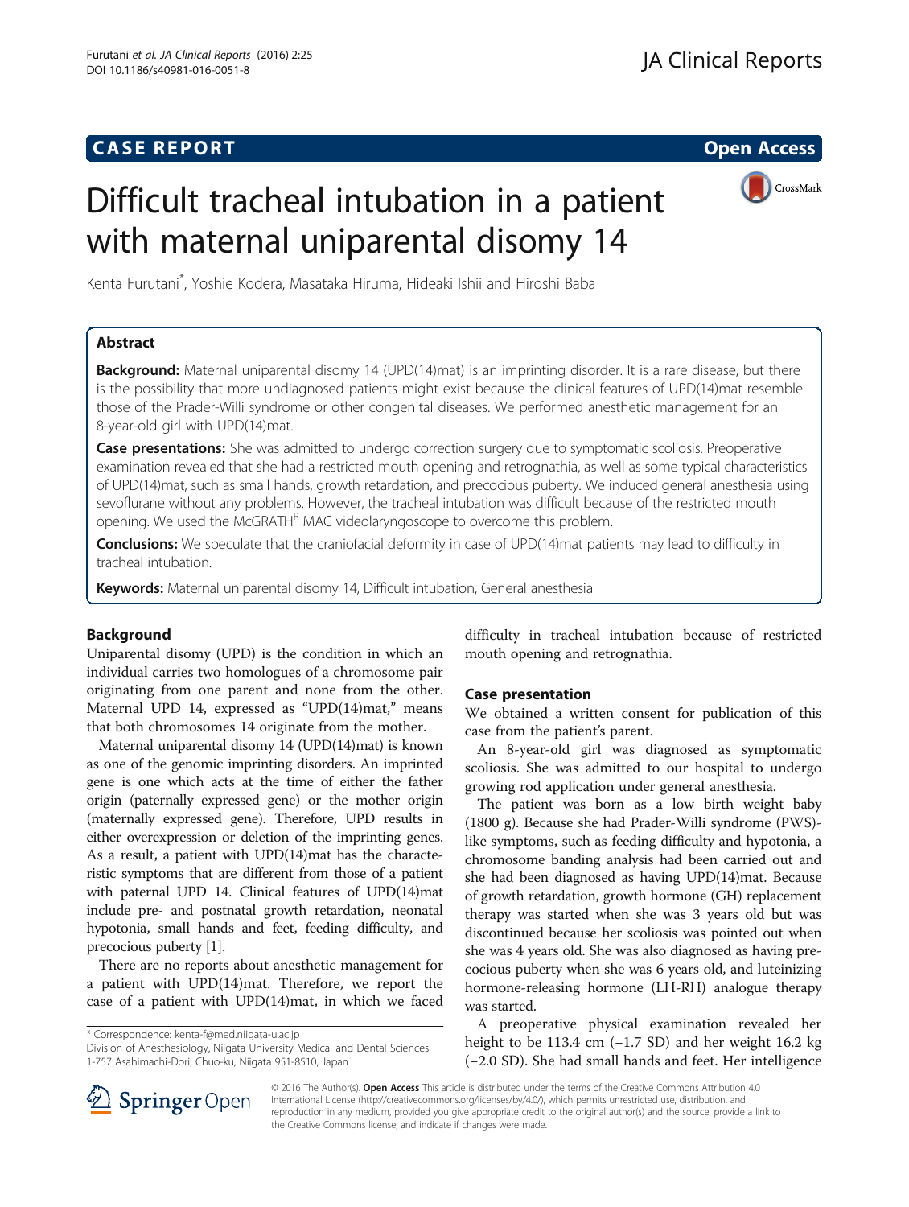CASE REPORT

Open Access

# Difficult tracheal intubation in a patient with maternal uniparental disomy 14

Kenta Furutani*, Yoshie Kodera, Masataka Hiruma, Hideaki Ishii and Hiroshi Baba

## Abstract

**Background:** Maternal uniparental disomy 14 (UPD(14)mat) is an imprinting disorder. It is a rare disease, but there is the possibility that more undiagnosed patients might exist because the clinical features of UPD(14)mat resemble those of the Prader-Willi syndrome or other congenital diseases. We performed anesthetic management for an 8-year-old girl with UPD(14)mat.

**Case presentations:** She was admitted to undergo correction surgery due to symptomatic scoliosis. Preoperative examination revealed that she had a restricted mouth opening and retrognathia, as well as some typical characteristics of UPD(14)mat, such as small hands, growth retardation, and precocious puberty. We induced general anesthesia using sevoflurane without any problems. However, the tracheal intubation was difficult because of the restricted mouth opening. We used the McGRATH[R] MAC videolaryngoscope to overcome this problem.

**Conclusions:** We speculate that the craniofacial deformity in case of UPD(14)mat patients may lead to difficulty in tracheal intubation.

**Keywords:** Maternal uniparental disomy 14, Difficult intubation, General anesthesia

## Background

Uniparental disomy (UPD) is the condition in which an individual carries two homologues of a chromosome pair originating from one parent and none from the other. Maternal UPD 14, expressed as "UPD(14)mat," means that both chromosomes 14 originate from the mother.

Maternal uniparental disomy 14 (UPD(14)mat) is known as one of the genomic imprinting disorders. An imprinted gene is one which acts at the time of either the father origin (paternally expressed gene) or the mother origin (maternally expressed gene). Therefore, UPD results in either overexpression or deletion of the imprinting genes. As a result, a patient with UPD(14)mat has the characteristic symptoms that are different from those of a patient with paternal UPD 14. Clinical features of UPD(14)mat include pre- and postnatal growth retardation, neonatal hypotonia, small hands and feet, feeding difficulty, and precocious puberty [1].

There are no reports about anesthetic management for a patient with UPD(14)mat. Therefore, we report the case of a patient with UPD(14)mat, in which we faced difficulty in tracheal intubation because of restricted mouth opening and retrognathia.

## Case presentation

We obtained a written consent for publication of this case from the patient's parent.

An 8-year-old girl was diagnosed as symptomatic scoliosis. She was admitted to our hospital to undergo growing rod application under general anesthesia.

The patient was born as a low birth weight baby (1800 g). Because she had Prader-Willi syndrome (PWS)-like symptoms, such as feeding difficulty and hypotonia, a chromosome banding analysis had been carried out and she had been diagnosed as having UPD(14)mat. Because of growth retardation, growth hormone (GH) replacement therapy was started when she was 3 years old but was discontinued because her scoliosis was pointed out when she was 4 years old. She was also diagnosed as having precocious puberty when she was 6 years old, and luteinizing hormone-releasing hormone (LH-RH) analogue therapy was started.

A preoperative physical examination revealed her height to be 113.4 cm (−1.7 SD) and her weight 16.2 kg (−2.0 SD). She had small hands and feet. Her intelligence

\* Correspondence: kenta-f@med.niigata-u.ac.jp
Division of Anesthesiology, Niigata University Medical and Dental Sciences, 1-757 Asahimachi-Dori, Chuo-ku, Niigata 951-8510, Japan

© 2016 The Author(s). **Open Access** This article is distributed under the terms of the Creative Commons Attribution 4.0 International License (http://creativecommons.org/licenses/by/4.0/), which permits unrestricted use, distribution, and reproduction in any medium, provided you give appropriate credit to the original author(s) and the source, provide a link to the Creative Commons license, and indicate if changes were made.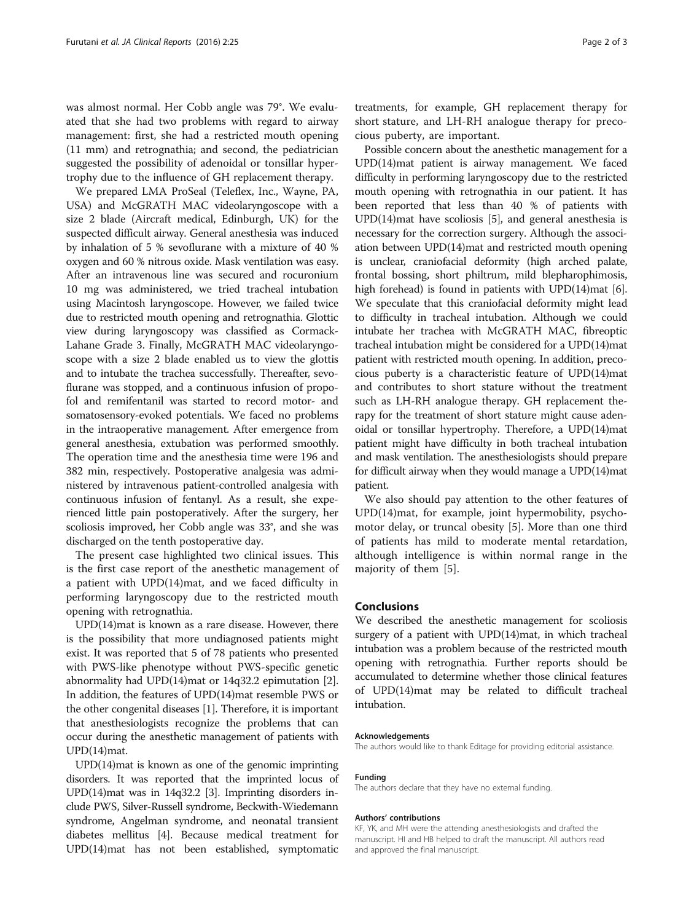was almost normal. Her Cobb angle was 79°. We evaluated that she had two problems with regard to airway management: first, she had a restricted mouth opening (11 mm) and retrognathia; and second, the pediatrician suggested the possibility of adenoidal or tonsillar hypertrophy due to the influence of GH replacement therapy.

We prepared LMA ProSeal (Teleflex, Inc., Wayne, PA, USA) and McGRATH MAC videolaryngoscope with a size 2 blade (Aircraft medical, Edinburgh, UK) for the suspected difficult airway. General anesthesia was induced by inhalation of 5 % sevoflurane with a mixture of 40 % oxygen and 60 % nitrous oxide. Mask ventilation was easy. After an intravenous line was secured and rocuronium 10 mg was administered, we tried tracheal intubation using Macintosh laryngoscope. However, we failed twice due to restricted mouth opening and retrognathia. Glottic view during laryngoscopy was classified as Cormack-Lahane Grade 3. Finally, McGRATH MAC videolaryngoscope with a size 2 blade enabled us to view the glottis and to intubate the trachea successfully. Thereafter, sevoflurane was stopped, and a continuous infusion of propofol and remifentanil was started to record motor- and somatosensory-evoked potentials. We faced no problems in the intraoperative management. After emergence from general anesthesia, extubation was performed smoothly. The operation time and the anesthesia time were 196 and 382 min, respectively. Postoperative analgesia was administered by intravenous patient-controlled analgesia with continuous infusion of fentanyl. As a result, she experienced little pain postoperatively. After the surgery, her scoliosis improved, her Cobb angle was 33°, and she was discharged on the tenth postoperative day.

The present case highlighted two clinical issues. This is the first case report of the anesthetic management of a patient with UPD(14)mat, and we faced difficulty in performing laryngoscopy due to the restricted mouth opening with retrognathia.

UPD(14)mat is known as a rare disease. However, there is the possibility that more undiagnosed patients might exist. It was reported that 5 of 78 patients who presented with PWS-like phenotype without PWS-specific genetic abnormality had UPD(14)mat or 14q32.2 epimutation [2]. In addition, the features of UPD(14)mat resemble PWS or the other congenital diseases [1]. Therefore, it is important that anesthesiologists recognize the problems that can occur during the anesthetic management of patients with UPD(14)mat.

UPD(14)mat is known as one of the genomic imprinting disorders. It was reported that the imprinted locus of UPD(14)mat was in 14q32.2 [3]. Imprinting disorders include PWS, Silver-Russell syndrome, Beckwith-Wiedemann syndrome, Angelman syndrome, and neonatal transient diabetes mellitus [4]. Because medical treatment for UPD(14)mat has not been established, symptomatic treatments, for example, GH replacement therapy for short stature, and LH-RH analogue therapy for precocious puberty, are important.

Possible concern about the anesthetic management for a UPD(14)mat patient is airway management. We faced difficulty in performing laryngoscopy due to the restricted mouth opening with retrognathia in our patient. It has been reported that less than 40 % of patients with UPD(14)mat have scoliosis [5], and general anesthesia is necessary for the correction surgery. Although the association between UPD(14)mat and restricted mouth opening is unclear, craniofacial deformity (high arched palate, frontal bossing, short philtrum, mild blepharophimosis, high forehead) is found in patients with UPD(14)mat [6]. We speculate that this craniofacial deformity might lead to difficulty in tracheal intubation. Although we could intubate her trachea with McGRATH MAC, fibreoptic tracheal intubation might be considered for a UPD(14)mat patient with restricted mouth opening. In addition, precocious puberty is a characteristic feature of UPD(14)mat and contributes to short stature without the treatment such as LH-RH analogue therapy. GH replacement therapy for the treatment of short stature might cause adenoidal or tonsillar hypertrophy. Therefore, a UPD(14)mat patient might have difficulty in both tracheal intubation and mask ventilation. The anesthesiologists should prepare for difficult airway when they would manage a UPD(14)mat patient.

We also should pay attention to the other features of UPD(14)mat, for example, joint hypermobility, psychomotor delay, or truncal obesity [5]. More than one third of patients has mild to moderate mental retardation, although intelligence is within normal range in the majority of them [5].

## Conclusions

We described the anesthetic management for scoliosis surgery of a patient with UPD(14)mat, in which tracheal intubation was a problem because of the restricted mouth opening with retrognathia. Further reports should be accumulated to determine whether those clinical features of UPD(14)mat may be related to difficult tracheal intubation.

#### Acknowledgements

The authors would like to thank Editage for providing editorial assistance.

#### Funding

The authors declare that they have no external funding.

#### Authors' contributions

KF, YK, and MH were the attending anesthesiologists and drafted the manuscript. HI and HB helped to draft the manuscript. All authors read and approved the final manuscript.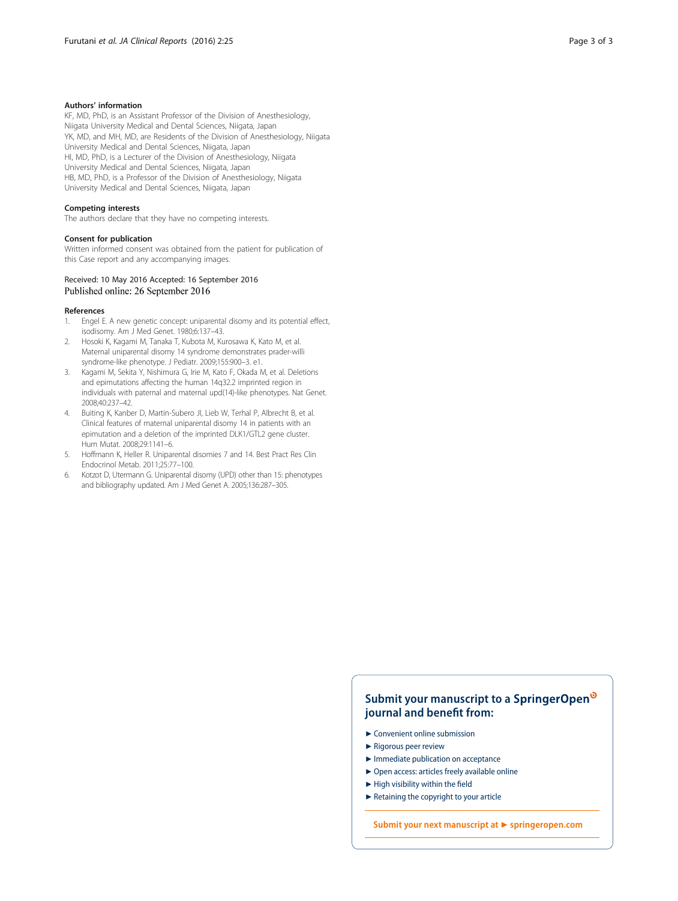### Authors' information

KF, MD, PhD, is an Assistant Professor of the Division of Anesthesiology, Niigata University Medical and Dental Sciences, Niigata, Japan
YK, MD, and MH, MD, are Residents of the Division of Anesthesiology, Niigata University Medical and Dental Sciences, Niigata, Japan
HI, MD, PhD, is a Lecturer of the Division of Anesthesiology, Niigata University Medical and Dental Sciences, Niigata, Japan
HB, MD, PhD, is a Professor of the Division of Anesthesiology, Niigata University Medical and Dental Sciences, Niigata, Japan

### Competing interests

The authors declare that they have no competing interests.

### Consent for publication

Written informed consent was obtained from the patient for publication of this Case report and any accompanying images.

Received: 10 May 2016 Accepted: 16 September 2016
Published online: 26 September 2016

### References

1. Engel E. A new genetic concept: uniparental disomy and its potential effect, isodisomy. Am J Med Genet. 1980;6:137–43.
2. Hosoki K, Kagami M, Tanaka T, Kubota M, Kurosawa K, Kato M, et al. Maternal uniparental disomy 14 syndrome demonstrates prader-willi syndrome-like phenotype. J Pediatr. 2009;155:900–3. e1.
3. Kagami M, Sekita Y, Nishimura G, Irie M, Kato F, Okada M, et al. Deletions and epimutations affecting the human 14q32.2 imprinted region in individuals with paternal and maternal upd(14)-like phenotypes. Nat Genet. 2008;40:237–42.
4. Buiting K, Kanber D, Martin-Subero JI, Lieb W, Terhal P, Albrecht B, et al. Clinical features of maternal uniparental disomy 14 in patients with an epimutation and a deletion of the imprinted DLK1/GTL2 gene cluster. Hum Mutat. 2008;29:1141–6.
5. Hoffmann K, Heller R. Uniparental disomies 7 and 14. Best Pract Res Clin Endocrinol Metab. 2011;25:77–100.
6. Kotzot D, Utermann G. Uniparental disomy (UPD) other than 15: phenotypes and bibliography updated. Am J Med Genet A. 2005;136:287–305.

**Submit your manuscript to a SpringerOpen journal and benefit from:**

- ► Convenient online submission
- ► Rigorous peer review
- ► Immediate publication on acceptance
- ► Open access: articles freely available online
- ► High visibility within the field
- ► Retaining the copyright to your article

**Submit your next manuscript at ► springeropen.com**